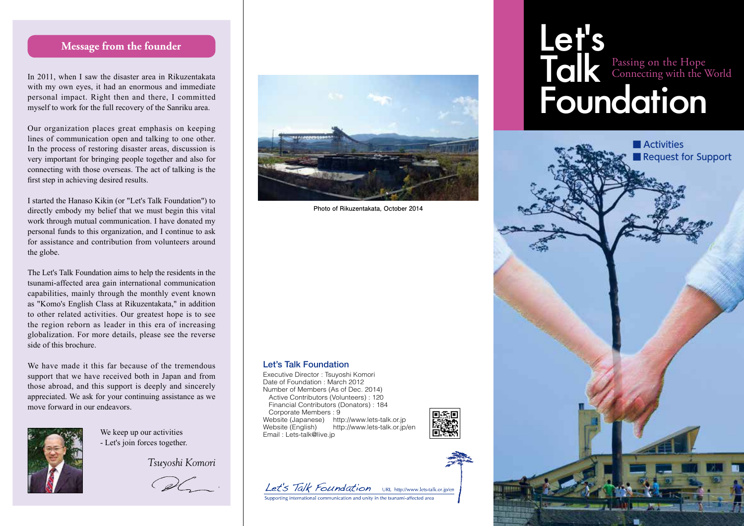## Message from the founder

In 2011, when I saw the disaster area in Rikuzentakata with my own eyes, it had an enormous and immediate personal impact. Right then and there, I committed myself to work for the full recovery of the Sanriku area.

Our organization places great emphasis on keeping lines of communication open and talking to one other. In the process of restoring disaster areas, discussion is very important for bringing people together and also for connecting with those overseas. The act of talking is the first step in achieving desired results.

I started the Hanaso Kikin (or "Let's Talk Foundation") to directly embody my belief that we must begin this vital work through mutual communication. I have donated my personal funds to this organization, and I continue to ask for assistance and contribution from volunteers around the globe.

The Let's Talk Foundation aims to help the residents in the tsunami-affected area gain international communication capabilities, mainly through the monthly event known as "Komo's English Class at Rikuzentakata," in addition to other related activities. Our greatest hope is to see the region reborn as leader in this era of increasing globalization. For more details, please see the reverse side of this brochure.

We have made it this far because of the tremendous support that we have received both in Japan and from those abroad, and this support is deeply and sincerely appreciated. We ask for your continuing assistance as we move forward in our endeavors.

We keep up our activities
- Let's join forces together.

*Tsuyoshi Komori*

Photo of Rikuzentakata, October 2014

### Let's Talk Foundation

Executive Director : Tsuyoshi Komori
Date of Foundation : March 2012
Number of Members (As of Dec. 2014)
- Active Contributors (Volunteers) : 120
- Financial Contributors (Donators) : 184
- Corporate Members : 9

Website (Japanese) http://www.lets-talk.or.jp
Website (English) http://www.lets-talk.or.jp/en
Email : Lets-talk@live.jp

Let's Talk Foundation URL http://www.lets-talk.or.jp/en
Supporting international communication and unity in the tsunami-affected area

# Let's Talk Foundation

Passing on the Hope
Connecting with the World

- Activities
- Request for Support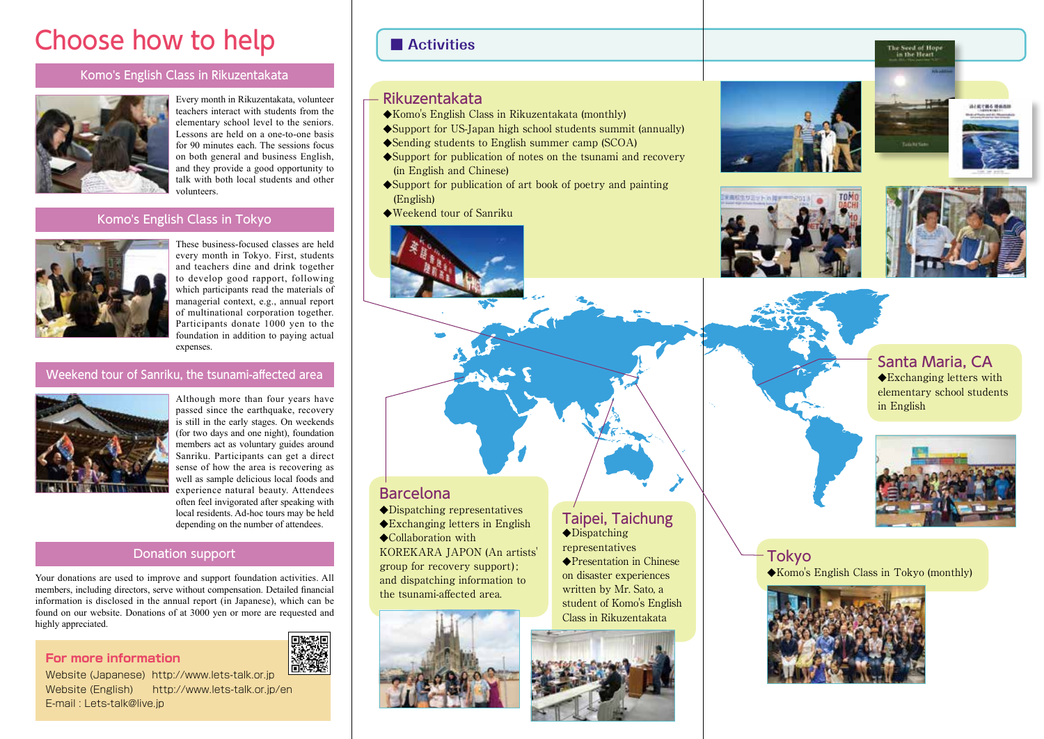# Choose how to help

## Komo's English Class in Rikuzentakata

Every month in Rikuzentakata, volunteer teachers interact with students from the elementary school level to the seniors. Lessons are held on a one-to-one basis for 90 minutes each. The sessions focus on both general and business English, and they provide a good opportunity to talk with both local students and other volunteers.

## Komo's English Class in Tokyo

These business-focused classes are held every month in Tokyo. First, students and teachers dine and drink together to develop good rapport, following which participants read the materials of managerial context, e.g., annual report of multinational corporation together. Participants donate 1000 yen to the foundation in addition to paying actual expenses.

## Weekend tour of Sanriku, the tsunami-affected area

Although more than four years have passed since the earthquake, recovery is still in the early stages. On weekends (for two days and one night), foundation members act as voluntary guides around Sanriku. Participants can get a direct sense of how the area is recovering as well as sample delicious local foods and experience natural beauty. Attendees often feel invigorated after speaking with local residents. Ad-hoc tours may be held depending on the number of attendees.

## Donation support

Your donations are used to improve and support foundation activities. All members, including directors, serve without compensation. Detailed financial information is disclosed in the annual report (in Japanese), which can be found on our website. Donations of at 3000 yen or more are requested and highly appreciated.

### For more information

Website (Japanese) http://www.lets-talk.or.jp
Website (English) http://www.lets-talk.or.jp/en
E-mail : Lets-talk@live.jp

## Activities

### Rikuzentakata

- ◆Komo's English Class in Rikuzentakata (monthly)
- ◆Support for US-Japan high school students summit (annually)
- ◆Sending students to English summer camp (SCOA)
- ◆Support for publication of notes on the tsunami and recovery (in English and Chinese)
- ◆Support for publication of art book of poetry and painting (English)
- ◆Weekend tour of Sanriku

### Santa Maria, CA

- ◆Exchanging letters with elementary school students in English

### Barcelona

- ◆Dispatching representatives
- ◆Exchanging letters in English
- ◆Collaboration with KOREKARA JAPON (An artists' group for recovery support); and dispatching information to the tsunami-affected area.

### Taipei, Taichung

- ◆Dispatching representatives
- ◆Presentation in Chinese on disaster experiences written by Mr. Sato, a student of Komo's English Class in Rikuzentakata

### Tokyo

- ◆Komo's English Class in Tokyo (monthly)